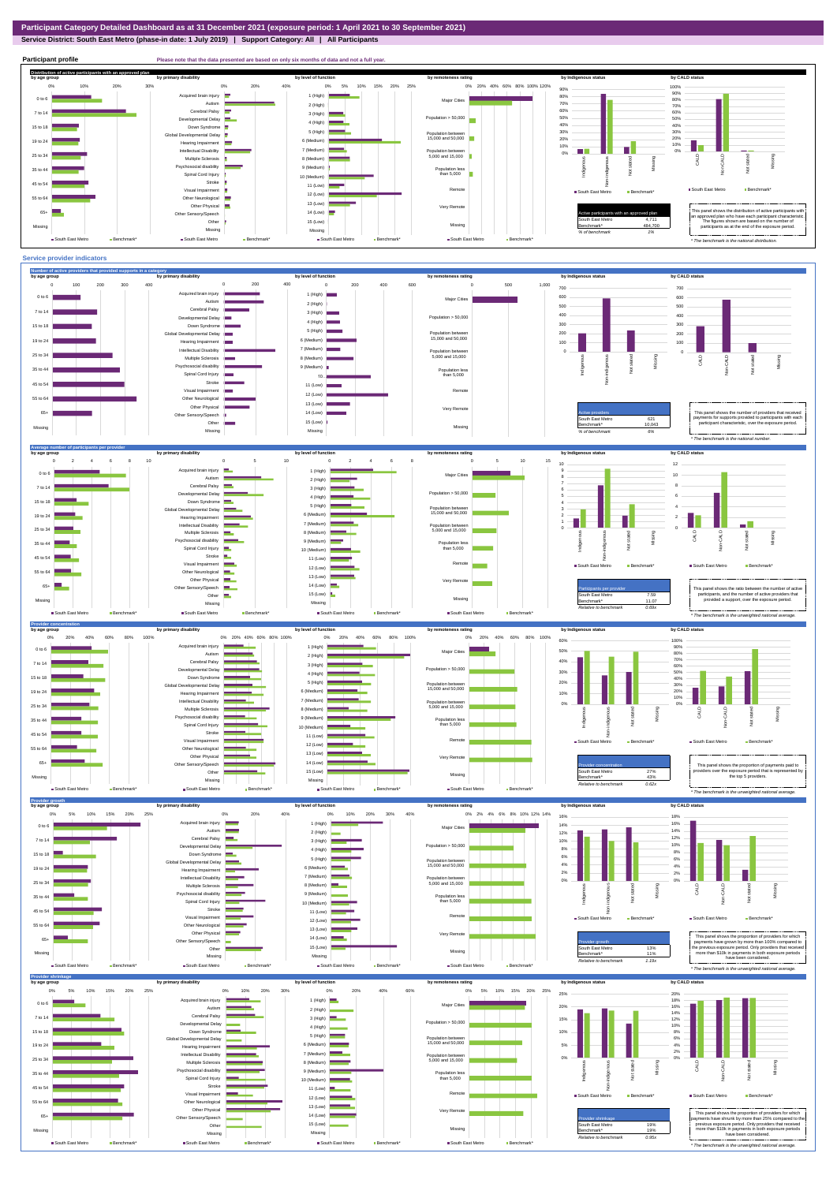# Participant Category Detailed Dashboard as at 31 December 2021 (exposure period: 1 April 2021 to 30 September 2021)

**Service District: South East Metro (phase-in date: 1 July 2019) | Support Category: All | All Participants**

## Participant profile

Please note that the data presented are based on only six months of data and not a full year.

### Distribution of active participants with an approved plan

| Active participants with an approved plan | |
|---|---|
| South East Metro | 4,711 |
| Benchmark* | 484,700 |
| % of benchmark | 1% |

This panel shows the distribution of active participants with an approved plan who have each participant characteristic. The figures shown are based on the number of participants as at the end of the exposure period.

* The benchmark is the national distribution.

## Service provider indicators

### Number of active providers that provided supports in a category

| Active providers | |
|---|---|
| South East Metro | 621 |
| Benchmark* | 10,043 |
| % of benchmark | 6% |

This panel shows the number of providers that received payments for supports provided to participants with each participant characteristic, over the exposure period.

* The benchmark is the national number.

### Average number of participants per provider

| Participants per provider | |
|---|---|
| South East Metro | 7.59 |
| Benchmark* | 11.07 |
| Relative to benchmark | 0.69x |

This panel shows the ratio between the number of active participants, and the number of active providers that provided a support, over the exposure period.

* The benchmark is the unweighted national average.

### Provider concentration

| Provider concentration | |
|---|---|
| South East Metro | 27% |
| Benchmark* | 43% |
| Relative to benchmark | 0.62x |

This panel shows the proportion of payments paid to providers over the exposure period that is represented by the top 5 providers.

* The benchmark is the unweighted national average.

### Provider growth

| Provider growth | |
|---|---|
| South East Metro | 13% |
| Benchmark* | 11% |
| Relative to benchmark | 1.19x |

This panel shows the proportion of providers for which payments have grown by more than 100% compared to the previous exposure period. Only providers that received more than $10k in payments in both exposure periods have been considered.

* The benchmark is the unweighted national average.

### Provider shrinkage

| Provider shrinkage | |
|---|---|
| South East Metro | 19% |
| Benchmark* | 19% |
| Relative to benchmark | 0.95x |

This panel shows the proportion of providers for which payments have shrunk by more than 25% compared to the previous exposure period. Only providers that received more than $10k in payments in both exposure periods have been considered.

* The benchmark is the unweighted national average.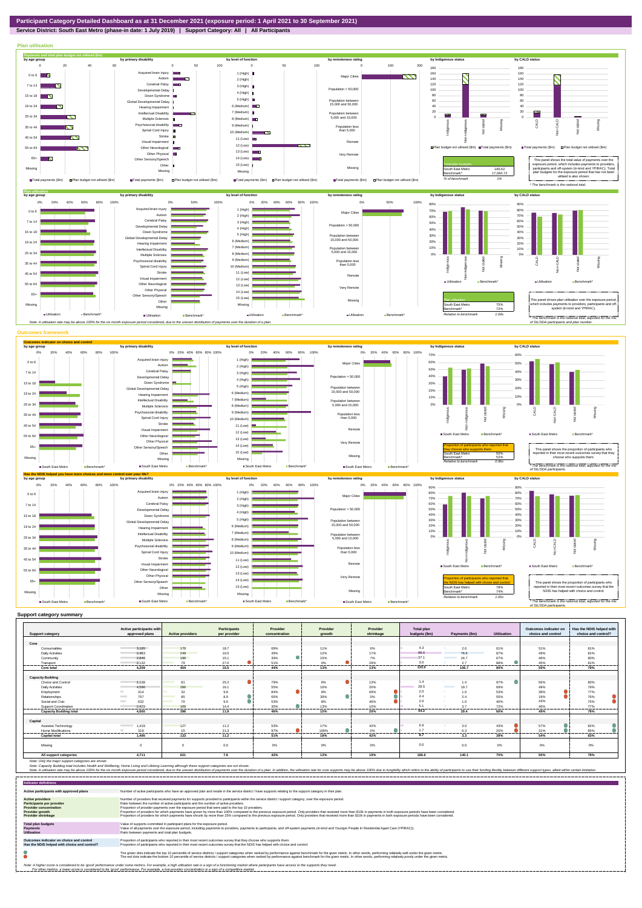# Participant Category Detailed Dashboard as at 31 December 2021 (exposure period: 1 April 2021 to 30 September 2021)

**Service District: South East Metro (phase-in date: 1 July 2019) | Support Category: All | All Participants**

## Plan utilisation

### Payments and total plan budget not utilised ($m)

by age group | by primary disability | by level of function | by remoteness rating | by Indigenous status | by CALD status

| Total plan budgets | |
|---|---|
| South East Metro | 186.62 |
| Benchmark* | 17,064.72 |
| % of benchmark | 1% |

This panel shows the total value of payments over the exposure period, which includes payments to providers, participants and off-system (in-kind and YPIRAC). Total plan budgets for the exposure period that has not been utilised is also shown.

\* The benchmark is the national total.

### Plan utilisation

| Plan utilisation | |
|---|---|
| South East Metro | 75% |
| Benchmark* | 72% |
| Relative to benchmark | 1.04x |

This panel shows plan utilisation over the exposure period, which includes payments to providers, participants and off-system (in-kind and YPIRAC).

\* The benchmark is the national total, adjusted for the mix of SIL/SDA participants and plan number.

Note: A utilisation rate may be above 100% for the six month exposure period considered, due to the uneven distribution of payments over the duration of a plan.

## Outcomes framework

### Outcomes indicator on choice and control

| Proportion of participants who reported that they choose who supports them | |
|---|---|
| South East Metro | 50% |
| Benchmark* | 52% |
| Relative to benchmark | 0.96x |

This panel shows the proportion of participants who reported in their most recent outcomes survey that they choose who supports them.

\* The benchmark is the national total, adjusted for the mix of SIL/SDA participants.

### Has the NDIS helped you have more choices and more control over your life?

| Proportion of participants who reported that the NDIS has helped with choice and control | |
|---|---|
| South East Metro | 78% |
| Benchmark* | 74% |
| Relative to benchmark | 1.05x |

This panel shows the proportion of participants who reported in their most recent outcomes survey that the NDIS has helped with choice and control.

\* The benchmark is the national total, adjusted for the mix of SIL/SDA participants.

## Support category summary

| Support category | Active participants with approved plans | Active providers | Participants per provider | Provider concentration | Provider growth | Provider shrinkage | Total plan budgets ($m) | Payments ($m) | Utilisation | Outcomes indicator on choice and control | Has the NDIS helped with choice and control? |
|---|---|---|---|---|---|---|---|---|---|---|---|
| **Core** | | | | | | | | | | | |
| Consumables | 3,185 | 170 | 18.7 | 69% | 11% | 6% | 4.3 | 2.6 | 61% | 51% | 81% |
| Daily Activities | 2,483 | 249 | 10.0 | 49% | 12% | 17% | 88.6 | 76.6 | 87% | 49% | 81% |
| Community | 2,846 | 189 | 15.1 | 39% | 15% | 7% | 37.1 | 24.7 | 67% | 46% | 80% |
| Transport | 2,132 | 79 | 27.0 | 51% | 0% | 29% | 3.0 | 2.7 | 88% | 45% | 81% |
| **Core total** | **4,209** | **404** | **10.5** | **44%** | **13%** | **13%** | **133.0** | **106.7** | **80%** | **50%** | **79%** |
| **Capacity Building** | | | | | | | | | | | |
| Choice and Control | 2,038 | 81 | 25.2 | 79% | 6% | 13% | 1.4 | 1.4 | 97% | 56% | 80% |
| Daily Activities | 4,596 | 286 | 16.1 | 55% | 16% | 20% | 28.5 | 19.7 | 69% | 49% | 79% |
| Employment | 314 | 32 | 9.8 | 84% | 8% | 69% | 2.0 | 1.0 | 53% | 38% | 77% |
| Relationships | 757 | 85 | 8.9 | 68% | 39% | 0% | 4.4 | 2.4 | 55% | 18% | 76% |
| Social and Civic | 632 | 70 | 9.0 | 53% | 8% | 46% | 2.4 | 1.0 | 40% | 43% | 75% |
| Support Coordination | 2,429 | 169 | 14.4 | 35% | 13% | 10% | 5.1 | 3.7 | 72% | 46% | 77% |
| **Capacity Building total** | **4,660** | **396** | **11.8** | **46%** | **15%** | **20%** | **44.2** | **29.4** | **66%** | **49%** | **78%** |
| **Capital** | | | | | | | | | | | |
| Assistive Technology | 1,419 | 127 | 11.2 | 53% | 17% | 42% | 6.9 | 3.0 | 43% | 57% | 82% |
| Home Modifications | 319 | 15 | 21.3 | 97% | 100% | 0% | 1.7 | 0.3 | 20% | 31% | 85% |
| **Capital total** | **1,490** | **133** | **11.2** | **51%** | **18%** | **42%** | **8.7** | **3.3** | **39%** | **54%** | **83%** |
| Missing | 0 | 0 | 0.0 | 0% | 0% | 0% | 0.0 | 0.0 | 0% | 0% | 0% |
| **All support categories** | **4,711** | **621** | **7.6** | **42%** | **13%** | **19%** | **186.6** | **140.1** | **75%** | **50%** | **78%** |

Note: Only the major support categories are shown.

Note: Capacity Building total includes Health and Wellbeing, Home Living and Lifelong Learning although these support categories are not shown.

Note: A utilisation rate may be above 100% for the six month exposure period considered, due to the uneven distribution of payments over the duration of a plan. In addition, the utilisation rate for core supports may be above 100% due to fungibility which refers to the ability of participants to use their funding flexibly between different support types, albeit within certain limitation.

## Indicator definitions

| Indicator | Definition |
|---|---|
| Active participants with approved plans | Number of active participants who have an approved plan and reside in the service district / have supports relating to the support category in their plan. |
| Active providers | Number of providers that received payments for supports provided to participants within the service district / support category, over the exposure period. |
| Participants per provider | Ratio between the number of active participants and the number of active providers. |
| Provider concentration | Proportion of provider payments over the exposure period that were paid to the top 10 providers. |
| Provider growth | Proportion of providers for which payments have grown by more than 100% compared to the previous exposure period. Only providers that received more than $10k in payments in both exposure periods have been considered. |
| Provider shrinkage | Proportion of providers for which payments have shrunk by more than 25% compared to the previous exposure period. Only providers that received more than $10k in payments in both exposure periods have been considered. |
| Total plan budgets | Value of supports committed in participant plans for the exposure period. |
| Payments | Value of all payments over the exposure period, including payments to providers, payments to participants, and off-system payments (in-kind and Younger People In Residential Aged Care (YPIRAC)). |
| Utilisation | Ratio between payments and total plan budgets. |
| Outcomes indicator on choice and control | Proportion of participants who reported in their most recent outcomes survey that they choose who supports them. |
| Has the NDIS helped with choice and control? | Proportion of participants who reported in their most recent outcomes survey that the NDIS has helped with choice and control. |

The green dots indicate the top 10 percentile of service districts / support categories when ranked by performance against benchmark for the given metric. In other words, performing relatively well under the given metric.

The red dots indicate the bottom 10 percentile of service districts / support categories when ranked by performance against benchmark for the given metric. In other words, performing relatively poorly under the given metric.

Note: A higher score is considered to be 'good' performance under some metrics. For example, a high utilisation rate is a sign of a functioning market where participants have access to the supports they need.
For other metrics, a lower score is considered to be 'good' performance. For example, a low provider concentration is a sign of a competitive market.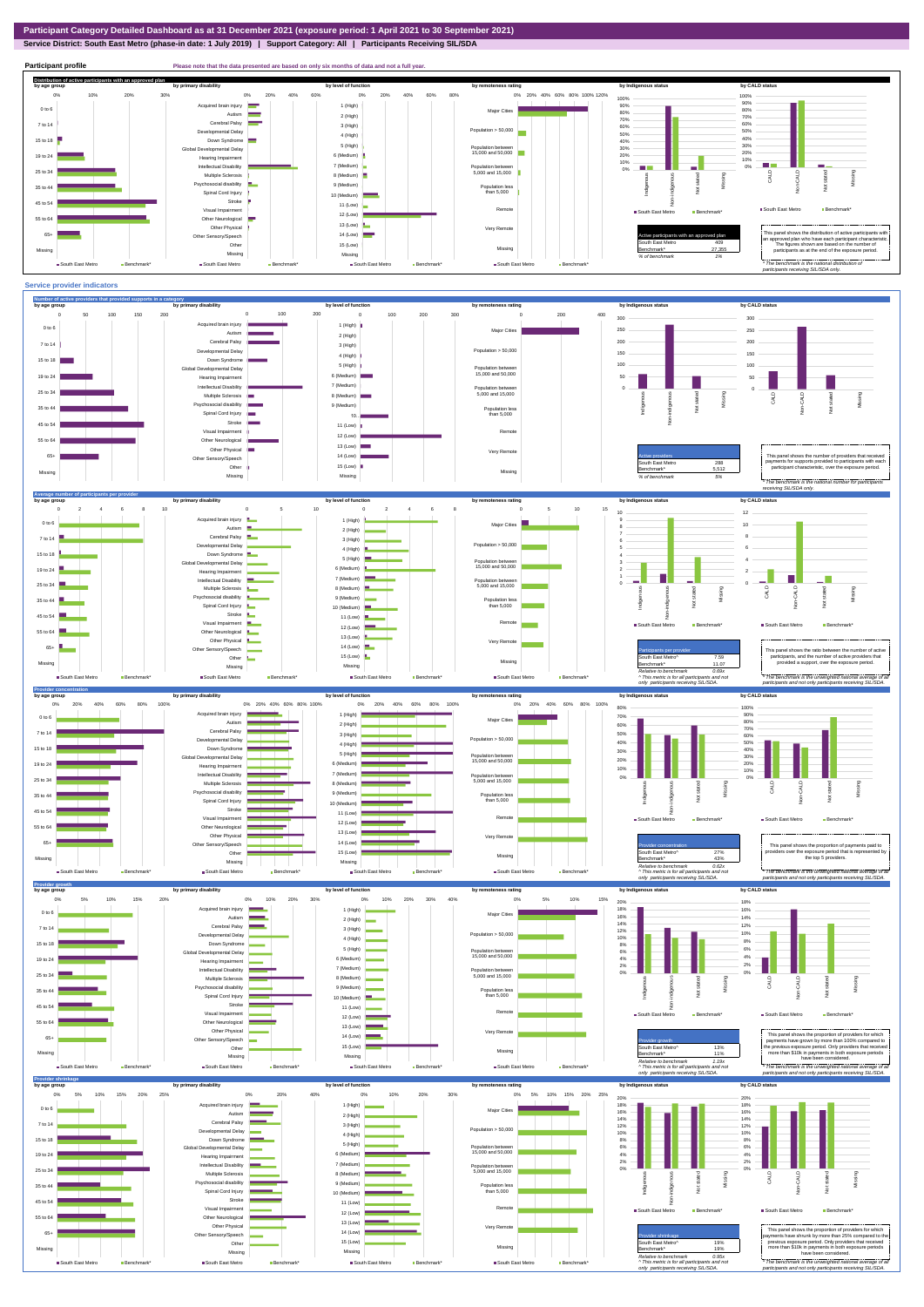# Participant Category Detailed Dashboard as at 31 December 2021 (exposure period: 1 April 2021 to 30 September 2021)

**Service District: South East Metro (phase-in date: 1 July 2019) | Support Category: All | Participants Receiving SIL/SDA**

## Participant profile

Please note that the data presented are based on only six months of data and not a full year.

### Distribution of active participants with an approved plan

| Active participants with an approved plan | |
|---|---|
| South East Metro | 409 |
| Benchmark* | 27,355 |
| % of benchmark | 1% |

This panel shows the distribution of active participants with an approved plan who have each participant characteristic. The figures shown are based on the number of participants as at the end of the exposure period.

* The benchmark is the national distribution of participants receiving SIL/SDA only.

## Service provider indicators

### Number of active providers that provided supports in a category

| Active providers | |
|---|---|
| South East Metro | 288 |
| Benchmark* | 5,512 |
| % of benchmark | 5% |

This panel shows the number of providers that received payments for supports provided to participants with each participant characteristic, over the exposure period.

* The benchmark is the national number for participants receiving SIL/SDA only.

### Average number of participants per provider

| Participants per provider | |
|---|---|
| South East Metro^ | 7.59 |
| Benchmark* | 11.07 |
| Relative to benchmark | 0.69x |

^ This metric is for all participants and not only participants receiving SIL/SDA.

This panel shows the ratio between the number of active participants and the number of active providers that provided a support, over the exposure period.

* The benchmark is the unweighted national average of all participants and not only participants receiving SIL/SDA.

### Provider concentration

| Provider concentration | |
|---|---|
| South East Metro^ | 27% |
| Benchmark* | 43% |
| Relative to benchmark | 0.62x |

^ This metric is for all participants and not only participants receiving SIL/SDA.

This panel shows the proportion of payments paid to providers over the exposure period that is represented by the top 5 providers.

* The benchmark is the unweighted national average of all participants and not only participants receiving SIL/SDA.

### Provider growth

| Provider growth | |
|---|---|
| South East Metro^ | 13% |
| Benchmark* | 11% |
| Relative to benchmark | 1.19x |

^ This metric is for all participants and not only participants receiving SIL/SDA.

This panel shows the proportion of providers for which payments have grown by more than 100% compared to the previous exposure period. Only providers that received more than $10k in payments in both exposure periods have been considered.

* The benchmark is the unweighted national average of all participants and not only participants receiving SIL/SDA.

### Provider shrinkage

| Provider shrinkage | |
|---|---|
| South East Metro^ | 19% |
| Benchmark* | 19% |
| Relative to benchmark | 0.95x |

^ This metric is for all participants and not only participants receiving SIL/SDA.

This panel shows the proportion of providers for which payments have shrunk by more than 25% compared to the previous exposure period. Only providers that received more than $10k in payments in both exposure periods have been considered.

* The benchmark is the unweighted national average of all participants and not only participants receiving SIL/SDA.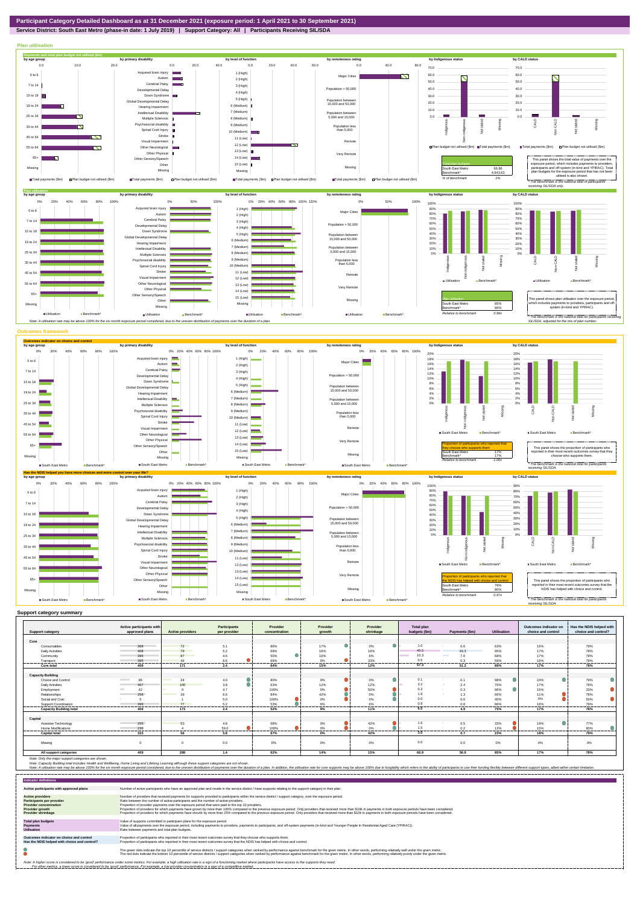# Participant Category Detailed Dashboard as at 31 December 2021 (exposure period: 1 April 2021 to 30 September 2021)

**Service District: South East Metro (phase-in date: 1 July 2019) | Support Category: All | Participants Receiving SIL/SDA**

## Plan utilisation

### Payments and total plan budget not utilised ($m)

| Total plan budgets | |
|---|---|
| South East Metro | 66.86 |
| Benchmark* | 4,943.63 |
| % of benchmark | 1% |

This panel shows the total value of payments over the exposure period, which includes payments to providers, participants and off-system (in-kind and YPIRAC). Total plan budgets for the exposure period that has not been utilised is also shown.

*The benchmark is the national total for participants receiving SIL/SDA only.

### Plan utilisation

| Plan utilisation | |
|---|---|
| South East Metro | 85% |
| Benchmark* | 86% |
| Relative to benchmark | 0.99x |

This panel shows plan utilisation over the exposure period, which includes payments to providers, participants and off-system (in-kind and YPIRAC).

*The benchmark is the national total for participants receiving SIL/SDA, adjusted for the mix of plan number.

Note: A utilisation rate may be above 100% for the six month exposure period considered, due to the uneven distribution of payments over the duration of a plan.

## Outcomes framework

### Outcomes indicator on choice and control

| Proportion of participants who reported that they choose who supports them | |
|---|---|
| South East Metro | 17% |
| Benchmark* | 17% |
| Relative to benchmark | 1.00x |

This panel shows the proportion of participants who reported in their most recent outcomes survey that they choose who supports them.

*The benchmark is the national total for participants receiving SIL/SDA.

### Has the NDIS helped you have more choices and more control over your life?

| Proportion of participants who reported that the NDIS has helped with choice and control | |
|---|---|
| South East Metro | 78% |
| Benchmark* | 80% |
| Relative to benchmark | 0.97x |

This panel shows the proportion of participants who reported in their most recent outcomes survey that the NDIS has helped with choice and control.

*The benchmark is the national total for participants receiving SIL/SDA.

## Support category summary

| Support category | Active participants with approved plans | Active providers | Participants per provider | Provider concentration | Provider growth | Provider shrinkage | Total plan budgets ($m) | Payments ($m) | Utilisation | Outcomes indicator on choice and control | Has the NDIS helped with choice and control? |
|---|---|---|---|---|---|---|---|---|---|---|---|
| **Core** | | | | | | | | | | | |
| Consumables | 368 | 72 | 5.1 | 86% | 17% | 0% | 1.0 | 0.6 | 63% | 16% | 79% |
| Daily Activities | 408 | 79 | 5.2 | 69% | 16% | 16% | 45.5 | 43.3 | 95% | 17% | 78% |
| Community | 396 | 87 | 4.6 | 50% | 10% | 6% | 10.3 | 7.0 | 68% | 17% | 78% |
| Transport | 395 | 46 | 8.6 | 69% | 0% | 33% | 0.5 | 0.3 | 59% | 16% | 78% |
| **Core total** | **409** | **171** | **2.4** | **64%** | **15%** | **12%** | **57.3** | **51.3** | **89%** | **17%** | **78%** |
| **Capacity Building** | | | | | | | | | | | |
| Choice and Control | 96 | 24 | 4.0 | 80% | 0% | 0% | 0.1 | 0.1 | 98% | 24% | 79% |
| Daily Activities | 407 | 106 | 3.8 | 63% | 12% | 12% | 3.2 | 2.4 | 76% | 17% | 78% |
| Employment | 42 | 9 | 4.7 | 100% | 0% | 50% | 0.3 | 0.3 | 96% | 15% | 33% |
| Relationships | 256 | 39 | 6.6 | 84% | 42% | 0% | 1.9 | 1.3 | 66% | 11% | 78% |
| Social and Civic | 5 | 1 | 5.0 | 100% | 0% | 0% | 0.0 | 0.0 | 40% | 0% | 50% |
| Support Coordination | 399 | 77 | 5.2 | 53% | 6% | 6% | 0.9 | 0.8 | 86% | 16% | 79% |
| **Capacity Building total** | **409** | **173** | **2.4** | **52%** | **9%** | **11%** | **6.3** | **4.9** | **75%** | **17%** | **78%** |
| **Capital** | | | | | | | | | | | |
| Assistive Technology | 255 | 53 | 4.8 | 68% | 0% | 42% | 1.6 | 0.5 | 33% | 19% | 77% |
| Home Modifications | 236 | 4 | 59.0 | 100% | 0% | 0% | 1.5 | 0.2 | 12% | 15% | 80% |
| **Capital total** | **323** | **56** | **5.8** | **67%** | **0%** | **42%** | **3.0** | **0.7** | **23%** | **18%** | **79%** |
| Missing | 0 | 0 | 0.0 | 0% | 0% | 0% | 0.0 | 0.0 | 0% | 0% | 0% |
| **All support categories** | **409** | **288** | **1.4** | **62%** | **14%** | **15%** | **66.9** | **56.9** | **85%** | **17%** | **78%** |

Note: Only the major support categories are shown.

Note: Capacity Building total includes Health and Wellbeing, Home Living and Lifelong Learning although these support categories are not shown.

Note: A utilisation rate may be above 100% for the six month exposure period considered, due to the uneven distribution of payments over the duration of a plan. In addition, the utilisation rate for core supports may be above 100% due to fungibility which refers to the ability of participants to use their funding flexibly between different support types, albeit within certain limitation.

## Indicator definitions

| Indicator | Definition |
|---|---|
| **Active participants with approved plans** | Number of active participants who have an approved plan and reside in the service district / have supports relating to the support category in their plan. |
| **Active providers** | Number of providers that received payments for supports provided to participants within the service district / support category, over the exposure period. |
| **Participants per provider** | Ratio between the number of active participants and the number of active providers. |
| **Provider concentration** | Proportion of provider payments over the exposure period that were paid to the top 10 providers. |
| **Provider growth** | Proportion of providers for which payments have grown by more than 100% compared to the previous exposure period. Only providers that received more than $10k in payments in both exposure periods have been considered. |
| **Provider shrinkage** | Proportion of providers for which payments have shrunk by more than 25% compared to the previous exposure period. Only providers that received more than $10k in payments in both exposure periods have been considered. |
| **Total plan budgets** | Value of supports committed in participant plans for the exposure period. |
| **Payments** | Value of all payments over the exposure period, including payments to providers, payments to participants, and off-system payments (in-kind and Younger People In Residential Aged Care (YPIRAC)). |
| **Utilisation** | Ratio between payments and total plan budgets. |
| **Outcomes indicator on choice and control** | Proportion of participants who reported in their most recent outcomes survey that they choose who supports them. |
| **Has the NDIS helped with choice and control?** | Proportion of participants who reported in their most recent outcomes survey that the NDIS has helped with choice and control. |

The green dots indicate the top 10 percentile of service districts / support categories when ranked by performance against benchmark for the given metric. In other words, performing relatively well under the given metric.

The red dots indicate the bottom 10 percentile of service districts / support categories when ranked by performance against benchmark for the given metric. In other words, performing relatively poorly under the given metric.

Note: A higher score is considered to be 'good' performance under some metrics. For example, a high utilisation rate is a sign of a functioning market where participants have access to the supports they need.
For other metrics, a lower score is considered to be 'good' performance. For example, a low provider concentration is a sign of a competitive market.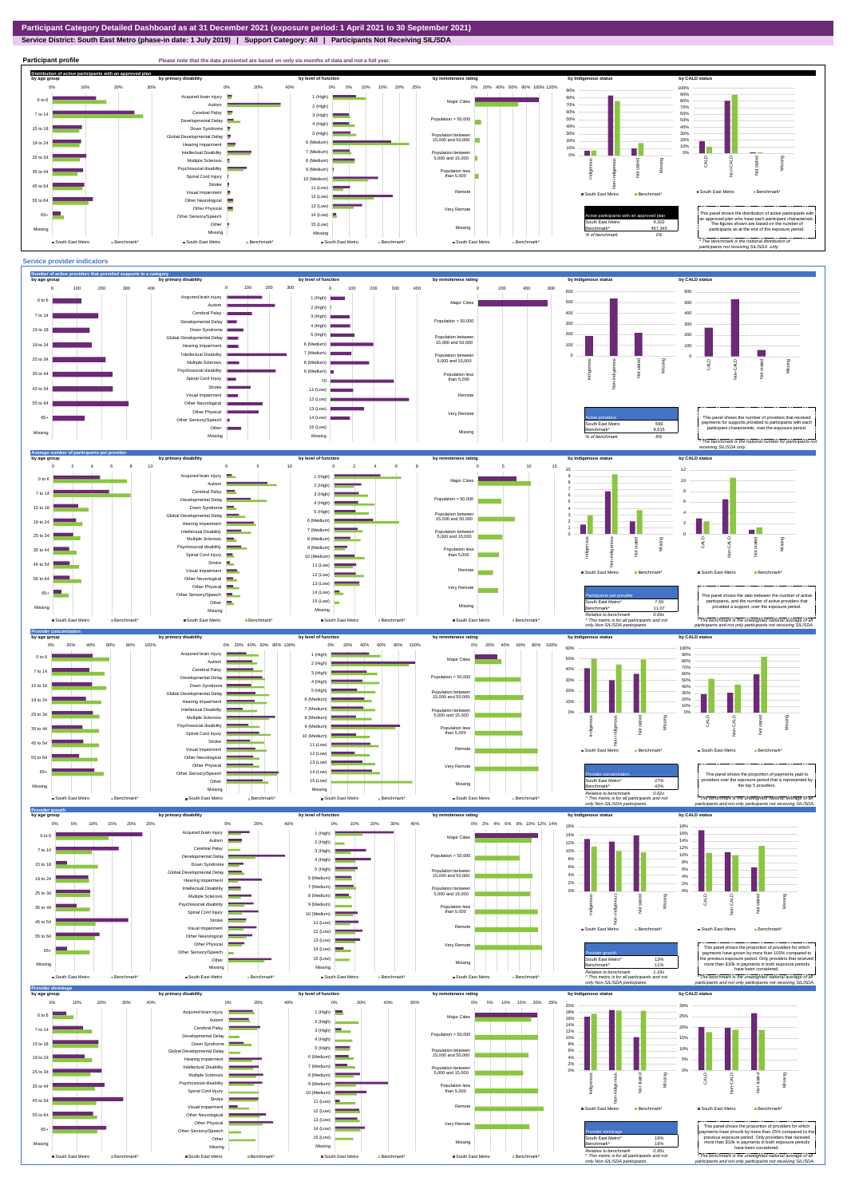# Participant Category Detailed Dashboard as at 31 December 2021 (exposure period: 1 April 2021 to 30 September 2021)

**Service District: South East Metro (phase-in date: 1 July 2019) | Support Category: All | Participants Not Receiving SIL/SDA**

## Participant profile

Please note that the data presented are based on only six months of data and not a full year.

### Distribution of active participants with an approved plan

| Active participants with an approved plan | |
|---|---|
| South East Metro | 4,302 |
| Benchmark* | 457,345 |
| % of benchmark | 1% |

This panel shows the distribution of active participants with an approved plan who have each participant characteristic. The figures shown are based on the number of participants as at the end of the exposure period.

\* The benchmark is the national distribution of participants not receiving SIL/SDA only.

## Service provider indicators

### Number of active providers that provided supports in a category

| Active providers | |
|---|---|
| South East Metro | 569 |
| Benchmark* | 9,615 |
| % of benchmark | 6% |

This panel shows the number of providers that received payments for supports provided to participants with each participant characteristic, over the exposure period.

\* The benchmark is the national number for participants not receiving SIL/SDA only.

### Average number of participants per provider

| Participants per provider | |
|---|---|
| South East Metro^ | 7.59 |
| Benchmark* | 11.07 |
| Relative to benchmark | 0.69x |

^ This metric is for all participants and not only Non-SIL/SDA participants.

This panel shows the ratio between the number of active participants, and the number of active providers that provided a support, over the exposure period.

\* The benchmark is the unweighted national average of all participants and not only participants not receiving SIL/SDA.

### Provider concentration

| Provider concentration | |
|---|---|
| South East Metro^ | 27% |
| Benchmark* | 43% |
| Relative to benchmark | 0.62x |

^ This metric is for all participants and not only Non-SIL/SDA participants.

This panel shows the proportion of payments paid to providers over the exposure period that is represented by the top 5 providers.

\* The benchmark is the unweighted national average of all participants and not only participants not receiving SIL/SDA.

### Provider growth

| Provider growth | |
|---|---|
| South East Metro^ | 13% |
| Benchmark* | 11% |
| Relative to benchmark | 1.19x |

^ This metric is for all participants and not only Non-SIL/SDA participants.

This panel shows the proportion of providers for which payments have grown by more than 100% compared to the previous exposure period. Only providers that received more than $10k in payments in both exposure periods have been considered.

\* The benchmark is the unweighted national average of all participants and not only participants not receiving SIL/SDA.

### Provider shrinkage

| Provider shrinkage | |
|---|---|
| South East Metro^ | 19% |
| Benchmark* | 19% |
| Relative to benchmark | 0.95x |

^ This metric is for all participants and not only Non-SIL/SDA participants.

This panel shows the proportion of providers for which payments have shrunk by more than 25% compared to the previous exposure period. Only providers that received more than $10k in payments in both exposure periods have been considered.

\* The benchmark is the unweighted national average of all participants and not only participants not receiving SIL/SDA.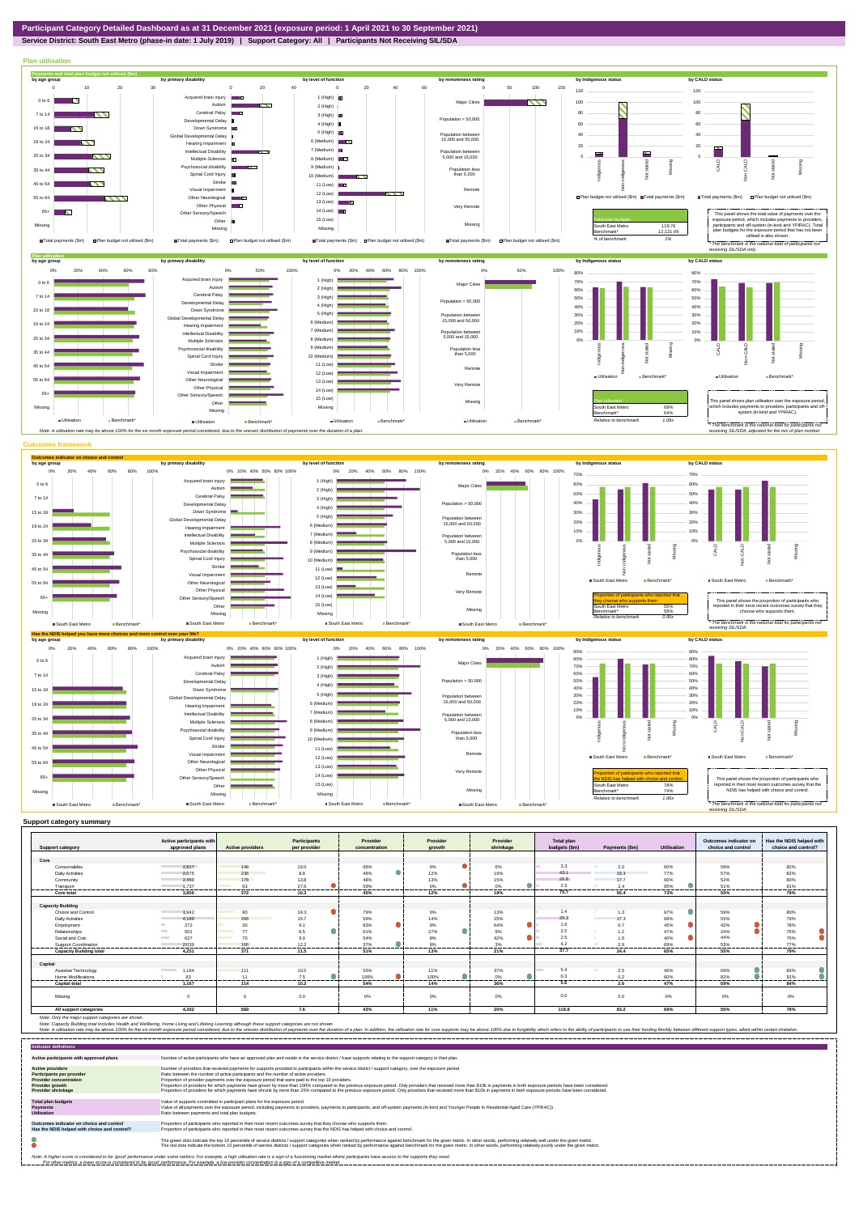# Participant Category Detailed Dashboard as at 31 December 2021 (exposure period: 1 April 2021 to 30 September 2021)

**Service District: South East Metro (phase-in date: 1 July 2019) | Support Category: All | Participants Not Receiving SIL/SDA**

## Plan utilisation

### Payments and total plan budget not utilised ($m)

by age group | by primary disability | by level of function | by remoteness rating | by Indigenous status | by CALD status

Total payments ($m) | Plan budget not utilised ($m)

| Total plan budgets | |
|---|---|
| South East Metro | 119.76 |
| Benchmark* | 12,121.09 |
| % of benchmark | 1% |

This panel shows the total value of payments over the exposure period, which includes payments to providers, participants and off-system (in-kind and YPIRAC). Total plan budgets for the exposure period that has not been utilised is also shown.

*The benchmark is the national total for participants not receiving SIL/SDA only.

### Plan utilisation

by age group | by primary disability | by level of function | by remoteness rating | by Indigenous status | by CALD status

Utilisation | Benchmark*

| Plan utilisation | |
|---|---|
| South East Metro | 69% |
| Benchmark* | 64% |
| Relative to benchmark | 1.08x |

This panel shows plan utilisation over the exposure period, which includes payments to providers, participants and off-system (in-kind and YPIRAC).

*The benchmark is the national total for participants not receiving SIL/SDA, adjusted for the mix of plan number.

Note: A utilisation rate may be above 100% for the six month exposure period considered, due to the uneven distribution of payments over the duration of a plan.

## Outcomes framework

### Outcomes indicator on choice and control

by age group | by primary disability | by level of function | by remoteness rating | by Indigenous status | by CALD status

South East Metro | Benchmark*

| Proportion of participants who reported that they choose who supports them | |
|---|---|
| South East Metro | 55% |
| Benchmark* | 58% |
| Relative to benchmark | 0.95x |

This panel shows the proportion of participants who reported in their most recent outcomes survey that they choose who supports them.

*The benchmark is the national total for participants not receiving SIL/SDA.

### Has the NDIS helped you have more choices and more control over your life?

by age group | by primary disability | by level of function | by remoteness rating | by Indigenous status | by CALD status

South East Metro | Benchmark*

| Proportion of participants who reported that the NDIS has helped with choice and control | |
|---|---|
| South East Metro | 78% |
| Benchmark* | 74% |
| Relative to benchmark | 1.06x |

This panel shows the proportion of participants who reported in their most recent outcomes survey that the NDIS has helped with choice and control.

*The benchmark is the national total for participants not receiving SIL/SDA.

## Support category summary

| Support category | Active participants with approved plans | Active providers | Participants per provider | Provider concentration | Provider growth | Provider shrinkage | Total plan budgets ($m) | Payments ($m) | Utilisation | Outcomes indicator on choice and control | Has the NDIS helped with choice and control? |
|---|---|---|---|---|---|---|---|---|---|---|---|
| **Core** | | | | | | | | | | | |
| Consumables | 2,817 | 148 | 19.0 | 66% | 6% | 6% | 3.3 | 2.0 | 60% | 59% | 82% |
| Daily Activities | 2,075 | 236 | 8.8 | 46% | 12% | 19% | 43.1 | 33.3 | 77% | 57% | 82% |
| Community | 2,450 | 178 | 13.8 | 48% | 13% | 15% | 26.8 | 17.7 | 66% | 52% | 80% |
| Transport | 1,737 | 63 | 27.6 | 59% | 0% | 0% | 2.5 | 2.4 | 95% | 51% | 81% |
| **Core total** | **3,856** | **372** | **10.3** | **45%** | **12%** | **18%** | **75.7** | **55.4** | **73%** | **55%** | **79%** |
| **Capacity Building** | | | | | | | | | | | |
| Choice and Control | 3,942 | 80 | 24.3 | 79% | 6% | 13% | 1.4 | 1.3 | 97% | 59% | 80% |
| Daily Activities | 4,189 | 266 | 15.7 | 59% | 14% | 25% | 25.3 | 17.3 | 68% | 55% | 79% |
| Employment | 272 | 30 | 9.1 | 83% | 9% | 64% | 1.6 | 0.7 | 45% | 42% | 78% |
| Relationships | 501 | 77 | 6.5 | 61% | 27% | 9% | 2.5 | 1.2 | 47% | 24% | 75% |
| Social and Civic | 627 | 70 | 9.0 | 54% | 8% | 42% | 2.5 | 1.0 | 40% | 44% | 75% |
| Support Coordination | 2,030 | 166 | 12.2 | 37% | 8% | 3% | 4.2 | 2.9 | 69% | 53% | 77% |
| **Capacity Building total** | **4,251** | **371** | **11.5** | **51%** | **13%** | **21%** | **37.7** | **24.4** | **65%** | **55%** | **79%** |
| **Capital** | | | | | | | | | | | |
| Assistive Technology | 1,164 | 111 | 10.5 | 55% | 11% | 37% | 5.4 | 2.5 | 46% | 69% | 83% |
| Home Modifications | 83 | 11 | 7.5 | 100% | 100% | 0% | 0.3 | 0.2 | 60% | 82% | 91% |
| **Capital total** | **1,167** | **114** | **10.2** | **54%** | **14%** | **36%** | **5.8** | **2.6** | **47%** | **69%** | **84%** |
| Missing | 0 | 0 | 0.0 | 0% | 0% | 0% | 0.0 | 0.0 | 0% | 0% | 0% |
| **All support categories** | **4,302** | **569** | **7.6** | **43%** | **11%** | **20%** | **119.8** | **83.2** | **69%** | **55%** | **78%** |

Note: Only the major support categories are shown.

Note: Capacity Building total includes Health and Wellbeing, Home Living and Lifelong Learning although these support categories are not shown.

Note: A utilisation rate may be above 100% for the six month exposure period considered, due to the uneven distribution of payments over the duration of a plan. In addition, the utilisation rate for core supports may be above 100% due to fungibility which refers to the ability of participants to use their funding flexibly between different support types, albeit within certain limitation.

## Indicator definitions

| | |
|---|---|
| **Active participants with approved plans** | Number of active participants who have an approved plan and reside in the service district / have supports relating to the support category in their plan. |
| **Active providers** | Number of providers that received payments for supports provided to participants within the service district / support category, over the exposure period. |
| **Participants per provider** | Ratio between the number of active participants and the number of active providers. |
| **Provider concentration** | Proportion of provider payments over the exposure period that were paid to the top 10 providers. |
| **Provider growth** | Proportion of providers for which payments have grown by more than 100% compared to the previous exposure period. Only providers that received more than $10k in payments in both exposure periods have been considered. |
| **Provider shrinkage** | Proportion of providers for which payments have shrunk by more than 25% compared to the previous exposure period. Only providers that received more than $10k in payments in both exposure periods have been considered. |
| **Total plan budgets** | Value of supports committed in participant plans for the exposure period. |
| **Payments** | Value of all payments over the exposure period, including payments to providers, payments to participants, and off-system payments (in-kind and Younger People In Residential Aged Care (YPIRAC)). |
| **Utilisation** | Ratio between payments and total plan budgets. |
| **Outcomes indicator on choice and control** | Proportion of participants who reported in their most recent outcomes survey that they choose who supports them. |
| **Has the NDIS helped with choice and control?** | Proportion of participants who reported in their most recent outcomes survey that the NDIS has helped with choice and control. |

The green dots indicate the top 10 percentile of service districts / support categories when ranked by performance against benchmark for the given metric. In other words, performing relatively well under the given metric.

The red dots indicate the bottom 10 percentile of service districts / support categories when ranked by performance against benchmark for the given metric. In other words, performing relatively poorly under the given metric.

Note: A higher score is considered to be 'good' performance under some metrics. For example, a high utilisation rate is a sign of a functioning market where participants have access to the supports they need.
For other metrics, a lower score is considered to be 'good' performance. For example, a low provider concentration is a sign of a competitive market.